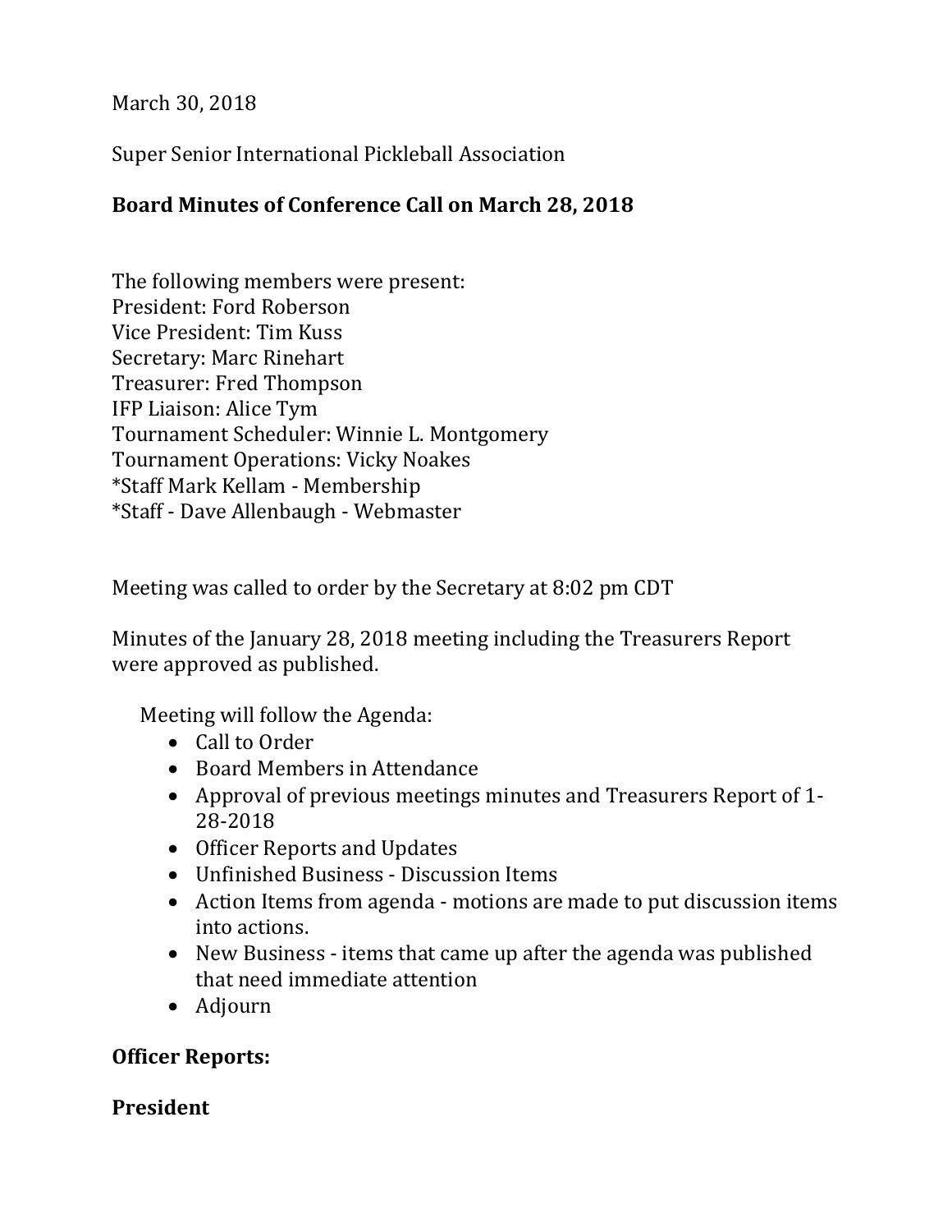March 30, 2018

Super Senior International Pickleball Association

**Board Minutes of Conference Call on March 28, 2018**

The following members were present:
President: Ford Roberson
Vice President: Tim Kuss
Secretary: Marc Rinehart
Treasurer: Fred Thompson
IFP Liaison: Alice Tym
Tournament Scheduler: Winnie L. Montgomery
Tournament Operations: Vicky Noakes
*Staff Mark Kellam - Membership
*Staff - Dave Allenbaugh - Webmaster

Meeting was called to order by the Secretary at 8:02 pm CDT

Minutes of the January 28, 2018 meeting including the Treasurers Report were approved as published.

Meeting will follow the Agenda:

- Call to Order
- Board Members in Attendance
- Approval of previous meetings minutes and Treasurers Report of 1-28-2018
- Officer Reports and Updates
- Unfinished Business - Discussion Items
- Action Items from agenda - motions are made to put discussion items into actions.
- New Business - items that came up after the agenda was published that need immediate attention
- Adjourn

**Officer Reports:**

**President**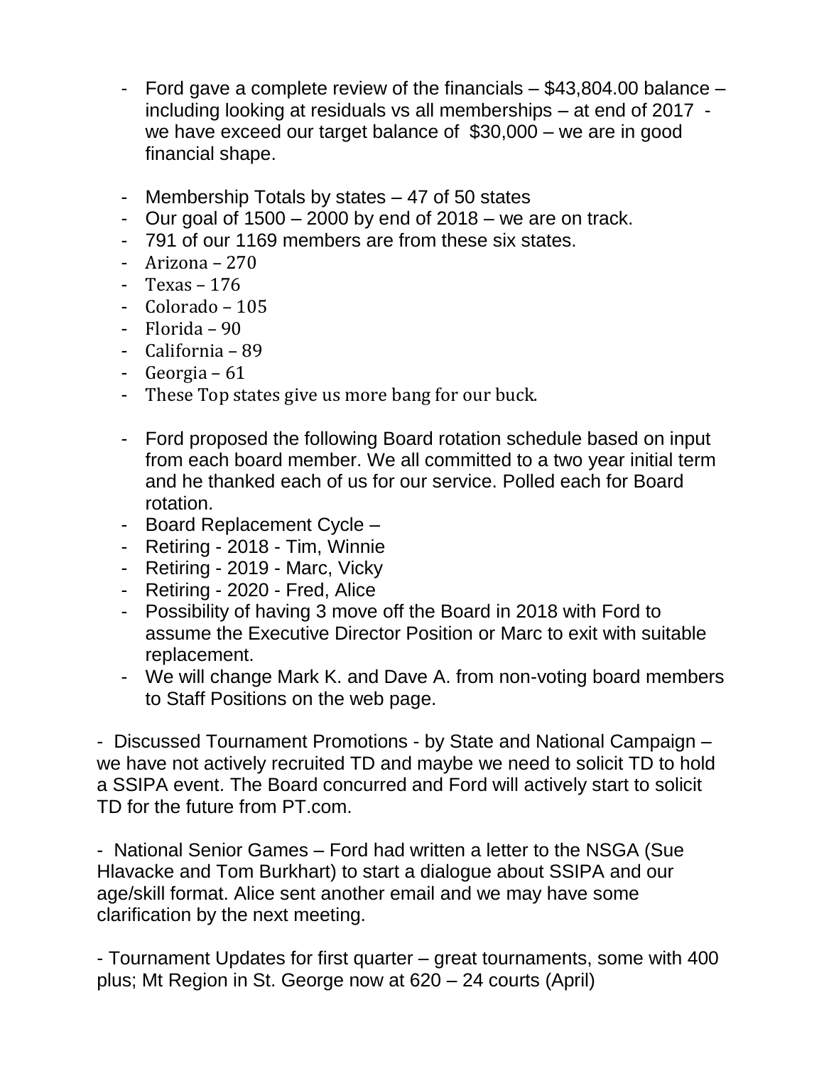- Ford gave a complete review of the financials – $43,804.00 balance – including looking at residuals vs all memberships – at end of 2017 - we have exceed our target balance of $30,000 – we are in good financial shape.

- Membership Totals by states – 47 of 50 states
- Our goal of 1500 – 2000 by end of 2018 – we are on track.
- 791 of our 1169 members are from these six states.
- Arizona – 270
- Texas – 176
- Colorado – 105
- Florida – 90
- California – 89
- Georgia – 61
- These Top states give us more bang for our buck.

- Ford proposed the following Board rotation schedule based on input from each board member. We all committed to a two year initial term and he thanked each of us for our service. Polled each for Board rotation.
- Board Replacement Cycle –
- Retiring - 2018 - Tim, Winnie
- Retiring - 2019 - Marc, Vicky
- Retiring - 2020 - Fred, Alice
- Possibility of having 3 move off the Board in 2018 with Ford to assume the Executive Director Position or Marc to exit with suitable replacement.
- We will change Mark K. and Dave A. from non-voting board members to Staff Positions on the web page.

- Discussed Tournament Promotions - by State and National Campaign – we have not actively recruited TD and maybe we need to solicit TD to hold a SSIPA event. The Board concurred and Ford will actively start to solicit TD for the future from PT.com.

- National Senior Games – Ford had written a letter to the NSGA (Sue Hlavacke and Tom Burkhart) to start a dialogue about SSIPA and our age/skill format. Alice sent another email and we may have some clarification by the next meeting.

- Tournament Updates for first quarter – great tournaments, some with 400 plus; Mt Region in St. George now at 620 – 24 courts (April)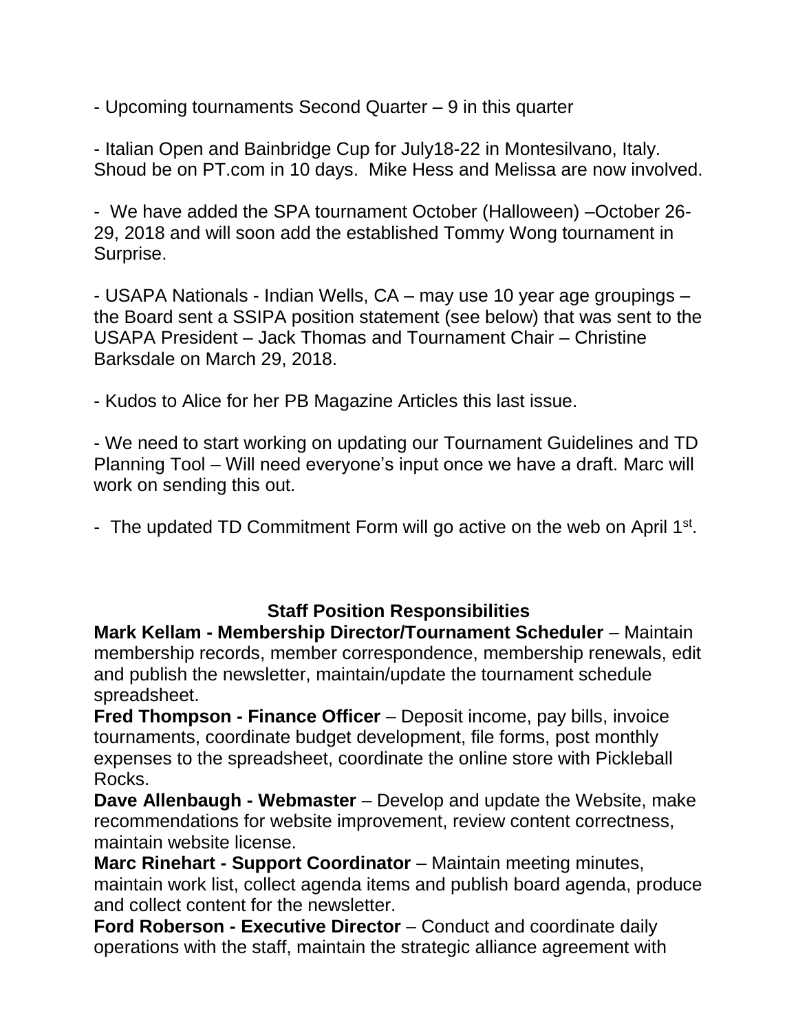- Upcoming tournaments Second Quarter – 9 in this quarter

- Italian Open and Bainbridge Cup for July18-22 in Montesilvano, Italy. Shoud be on PT.com in 10 days. Mike Hess and Melissa are now involved.

- We have added the SPA tournament October (Halloween) –October 26-29, 2018 and will soon add the established Tommy Wong tournament in Surprise.

- USAPA Nationals - Indian Wells, CA – may use 10 year age groupings – the Board sent a SSIPA position statement (see below) that was sent to the USAPA President – Jack Thomas and Tournament Chair – Christine Barksdale on March 29, 2018.

- Kudos to Alice for her PB Magazine Articles this last issue.

- We need to start working on updating our Tournament Guidelines and TD Planning Tool – Will need everyone's input once we have a draft. Marc will work on sending this out.

- The updated TD Commitment Form will go active on the web on April 1st.

## Staff Position Responsibilities

**Mark Kellam - Membership Director/Tournament Scheduler** – Maintain membership records, member correspondence, membership renewals, edit and publish the newsletter, maintain/update the tournament schedule spreadsheet.

**Fred Thompson - Finance Officer** – Deposit income, pay bills, invoice tournaments, coordinate budget development, file forms, post monthly expenses to the spreadsheet, coordinate the online store with Pickleball Rocks.

**Dave Allenbaugh - Webmaster** – Develop and update the Website, make recommendations for website improvement, review content correctness, maintain website license.

**Marc Rinehart - Support Coordinator** – Maintain meeting minutes, maintain work list, collect agenda items and publish board agenda, produce and collect content for the newsletter.

**Ford Roberson - Executive Director** – Conduct and coordinate daily operations with the staff, maintain the strategic alliance agreement with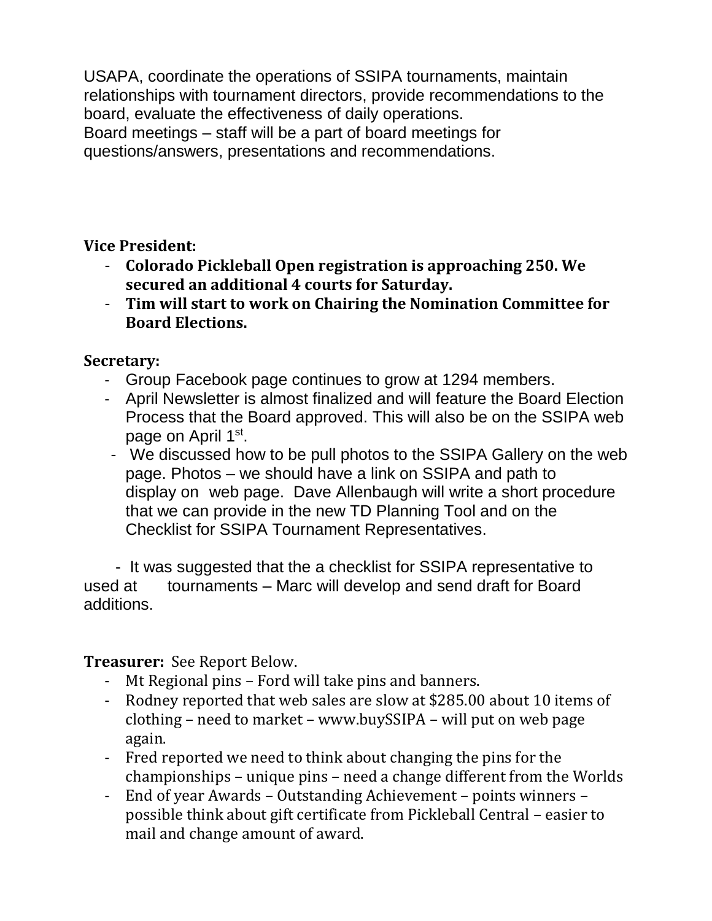USAPA, coordinate the operations of SSIPA tournaments, maintain relationships with tournament directors, provide recommendations to the board, evaluate the effectiveness of daily operations.
Board meetings – staff will be a part of board meetings for questions/answers, presentations and recommendations.

**Vice President:**

- **Colorado Pickleball Open registration is approaching 250. We secured an additional 4 courts for Saturday.**
- **Tim will start to work on Chairing the Nomination Committee for Board Elections.**

**Secretary:**

- Group Facebook page continues to grow at 1294 members.
- April Newsletter is almost finalized and will feature the Board Election Process that the Board approved. This will also be on the SSIPA web page on April 1st.
- We discussed how to be pull photos to the SSIPA Gallery on the web page. Photos – we should have a link on SSIPA and path to display on web page. Dave Allenbaugh will write a short procedure that we can provide in the new TD Planning Tool and on the Checklist for SSIPA Tournament Representatives.

- It was suggested that the a checklist for SSIPA representative to used at tournaments – Marc will develop and send draft for Board additions.

**Treasurer:** See Report Below.

- Mt Regional pins – Ford will take pins and banners.
- Rodney reported that web sales are slow at $285.00 about 10 items of clothing – need to market – www.buySSIPA – will put on web page again.
- Fred reported we need to think about changing the pins for the championships – unique pins – need a change different from the Worlds
- End of year Awards – Outstanding Achievement – points winners – possible think about gift certificate from Pickleball Central – easier to mail and change amount of award.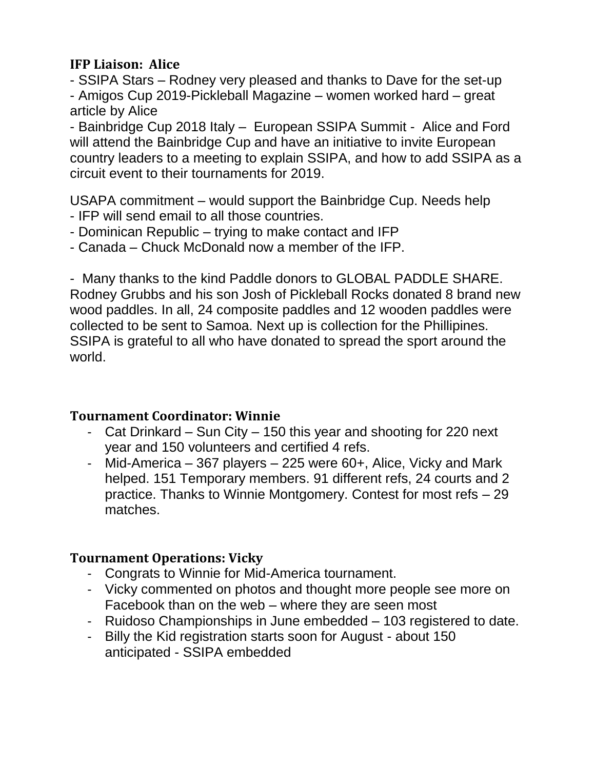**IFP Liaison: Alice**

- SSIPA Stars – Rodney very pleased and thanks to Dave for the set-up
- Amigos Cup 2019-Pickleball Magazine – women worked hard – great article by Alice
- Bainbridge Cup 2018 Italy – European SSIPA Summit - Alice and Ford will attend the Bainbridge Cup and have an initiative to invite European country leaders to a meeting to explain SSIPA, and how to add SSIPA as a circuit event to their tournaments for 2019.

USAPA commitment – would support the Bainbridge Cup. Needs help
- IFP will send email to all those countries.
- Dominican Republic – trying to make contact and IFP
- Canada – Chuck McDonald now a member of the IFP.

- Many thanks to the kind Paddle donors to GLOBAL PADDLE SHARE. Rodney Grubbs and his son Josh of Pickleball Rocks donated 8 brand new wood paddles. In all, 24 composite paddles and 12 wooden paddles were collected to be sent to Samoa. Next up is collection for the Phillipines. SSIPA is grateful to all who have donated to spread the sport around the world.

**Tournament Coordinator: Winnie**

- Cat Drinkard – Sun City – 150 this year and shooting for 220 next year and 150 volunteers and certified 4 refs.
- Mid-America – 367 players – 225 were 60+, Alice, Vicky and Mark helped. 151 Temporary members. 91 different refs, 24 courts and 2 practice. Thanks to Winnie Montgomery. Contest for most refs – 29 matches.

**Tournament Operations: Vicky**

- Congrats to Winnie for Mid-America tournament.
- Vicky commented on photos and thought more people see more on Facebook than on the web – where they are seen most
- Ruidoso Championships in June embedded – 103 registered to date.
- Billy the Kid registration starts soon for August - about 150 anticipated - SSIPA embedded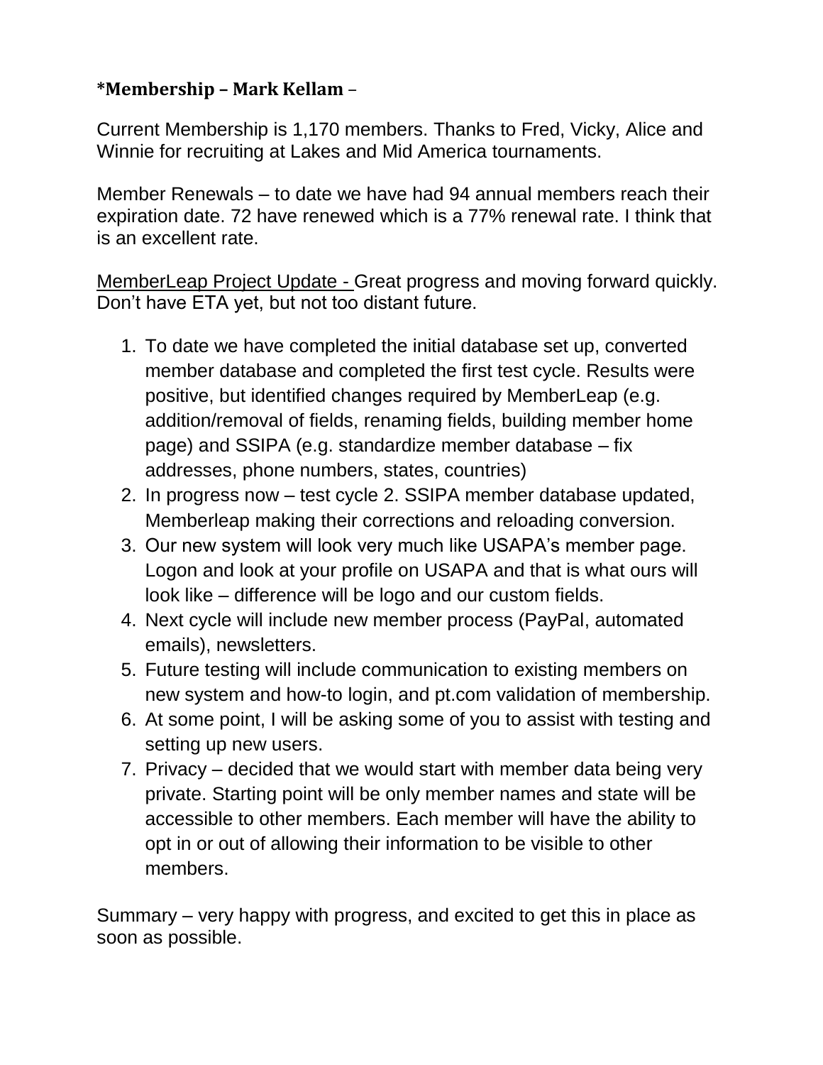**\*Membership – Mark Kellam –**

Current Membership is 1,170 members. Thanks to Fred, Vicky, Alice and Winnie for recruiting at Lakes and Mid America tournaments.

Member Renewals – to date we have had 94 annual members reach their expiration date. 72 have renewed which is a 77% renewal rate. I think that is an excellent rate.

<u>MemberLeap Project Update -</u> Great progress and moving forward quickly. Don't have ETA yet, but not too distant future.

1. To date we have completed the initial database set up, converted member database and completed the first test cycle. Results were positive, but identified changes required by MemberLeap (e.g. addition/removal of fields, renaming fields, building member home page) and SSIPA (e.g. standardize member database – fix addresses, phone numbers, states, countries)
2. In progress now – test cycle 2. SSIPA member database updated, Memberleap making their corrections and reloading conversion.
3. Our new system will look very much like USAPA's member page. Logon and look at your profile on USAPA and that is what ours will look like – difference will be logo and our custom fields.
4. Next cycle will include new member process (PayPal, automated emails), newsletters.
5. Future testing will include communication to existing members on new system and how-to login, and pt.com validation of membership.
6. At some point, I will be asking some of you to assist with testing and setting up new users.
7. Privacy – decided that we would start with member data being very private. Starting point will be only member names and state will be accessible to other members. Each member will have the ability to opt in or out of allowing their information to be visible to other members.

Summary – very happy with progress, and excited to get this in place as soon as possible.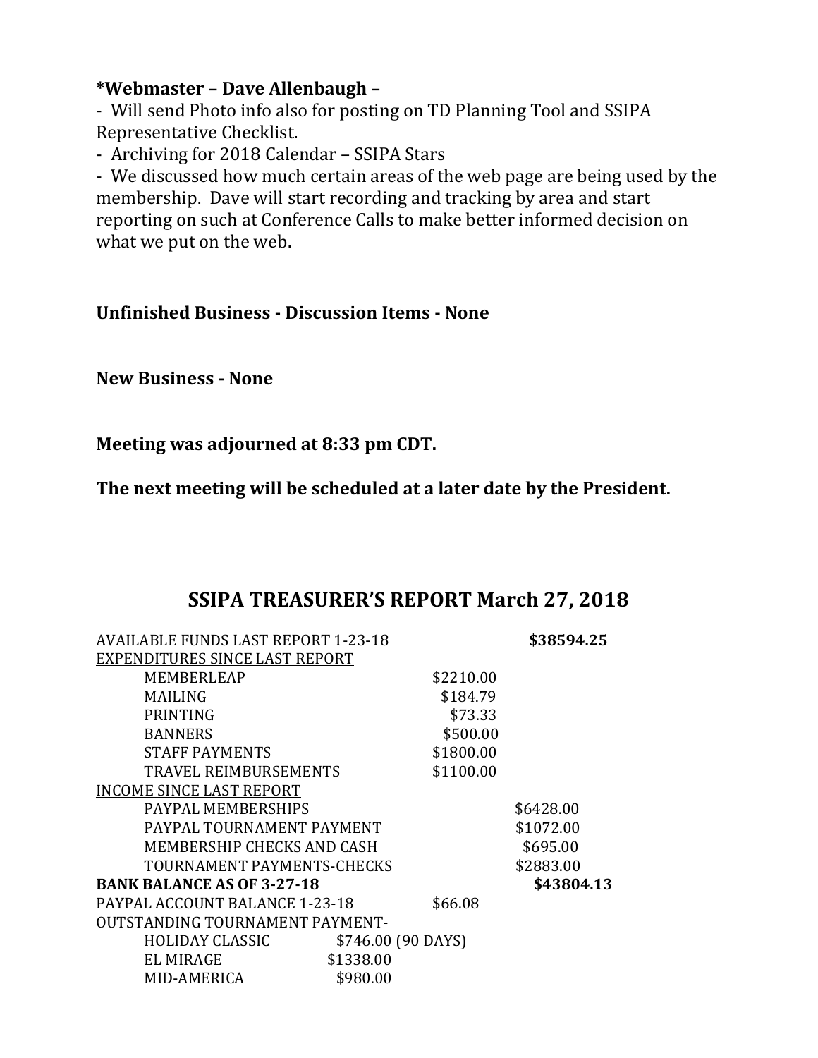**\*Webmaster – Dave Allenbaugh –**

- Will send Photo info also for posting on TD Planning Tool and SSIPA Representative Checklist.
- Archiving for 2018 Calendar – SSIPA Stars
- We discussed how much certain areas of the web page are being used by the membership. Dave will start recording and tracking by area and start reporting on such at Conference Calls to make better informed decision on what we put on the web.

**Unfinished Business - Discussion Items - None**

**New Business - None**

**Meeting was adjourned at 8:33 pm CDT.**

**The next meeting will be scheduled at a later date by the President.**

## SSIPA TREASURER'S REPORT March 27, 2018

| | | | |
|---|---|---|---|
| AVAILABLE FUNDS LAST REPORT 1-23-18 | | | **$38594.25** |
| <u>EXPENDITURES SINCE LAST REPORT</u> | | | |
| MEMBERLEAP | | $2210.00 | |
| MAILING | | $184.79 | |
| PRINTING | | $73.33 | |
| BANNERS | | $500.00 | |
| STAFF PAYMENTS | | $1800.00 | |
| TRAVEL REIMBURSEMENTS | | $1100.00 | |
| <u>INCOME SINCE LAST REPORT</u> | | | |
| PAYPAL MEMBERSHIPS | | | $6428.00 |
| PAYPAL TOURNAMENT PAYMENT | | | $1072.00 |
| MEMBERSHIP CHECKS AND CASH | | | $695.00 |
| TOURNAMENT PAYMENTS-CHECKS | | | $2883.00 |
| **BANK BALANCE AS OF 3-27-18** | | | **$43804.13** |
| PAYPAL ACCOUNT BALANCE 1-23-18 | | $66.08 | |
| OUTSTANDING TOURNAMENT PAYMENT- | | | |
| HOLIDAY CLASSIC | $746.00 (90 DAYS) | | |
| EL MIRAGE | $1338.00 | | |
| MID-AMERICA | $980.00 | | |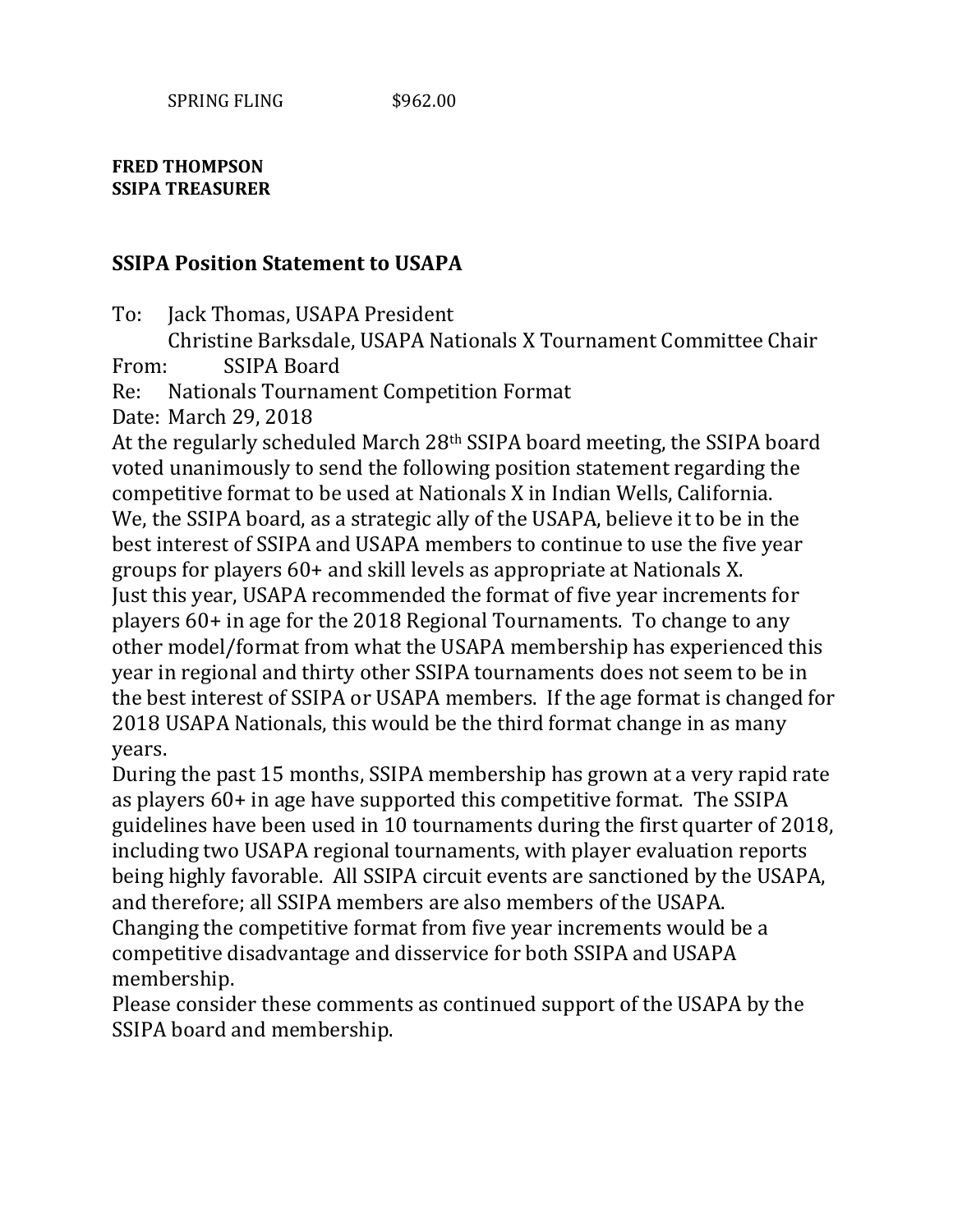| | |
|---|---|
| SPRING FLING | $962.00 |

**FRED THOMPSON**
**SSIPA TREASURER**

## SSIPA Position Statement to USAPA

To: Jack Thomas, USAPA President
Christine Barksdale, USAPA Nationals X Tournament Committee Chair
From: SSIPA Board
Re: Nationals Tournament Competition Format
Date: March 29, 2018

At the regularly scheduled March 28th SSIPA board meeting, the SSIPA board voted unanimously to send the following position statement regarding the competitive format to be used at Nationals X in Indian Wells, California.

We, the SSIPA board, as a strategic ally of the USAPA, believe it to be in the best interest of SSIPA and USAPA members to continue to use the five year groups for players 60+ and skill levels as appropriate at Nationals X.

Just this year, USAPA recommended the format of five year increments for players 60+ in age for the 2018 Regional Tournaments. To change to any other model/format from what the USAPA membership has experienced this year in regional and thirty other SSIPA tournaments does not seem to be in the best interest of SSIPA or USAPA members. If the age format is changed for 2018 USAPA Nationals, this would be the third format change in as many years.

During the past 15 months, SSIPA membership has grown at a very rapid rate as players 60+ in age have supported this competitive format. The SSIPA guidelines have been used in 10 tournaments during the first quarter of 2018, including two USAPA regional tournaments, with player evaluation reports being highly favorable. All SSIPA circuit events are sanctioned by the USAPA, and therefore; all SSIPA members are also members of the USAPA.

Changing the competitive format from five year increments would be a competitive disadvantage and disservice for both SSIPA and USAPA membership.

Please consider these comments as continued support of the USAPA by the SSIPA board and membership.